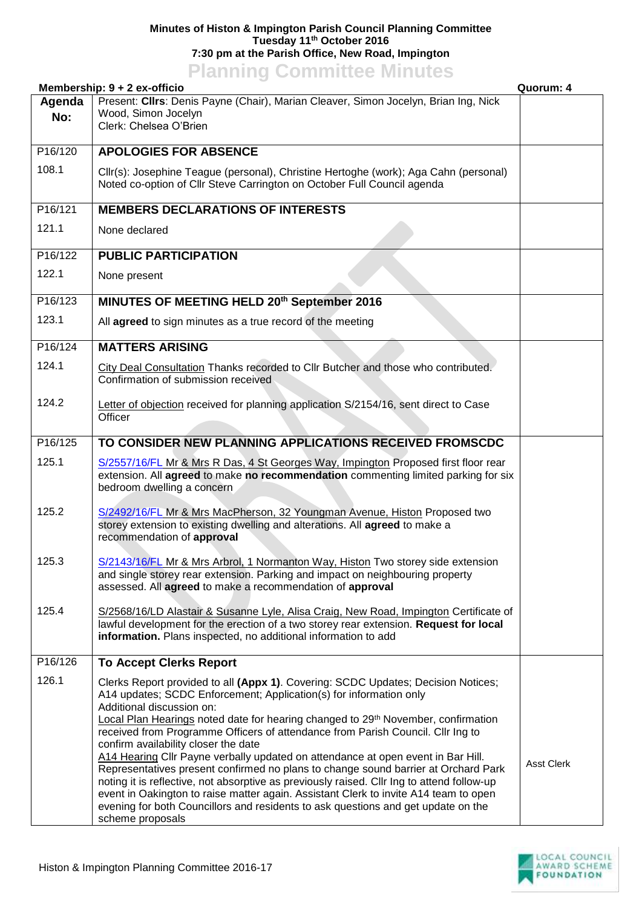**Minutes of Histon & Impington Parish Council Planning Committee**
**Tuesday 11th October 2016**
**7:30 pm at the Parish Office, New Road, Impington**

# Planning Committee Minutes

**Membership: 9 + 2 ex-officio** | **Quorum: 4**

| **Agenda No:** | Present: **Cllrs**: Denis Payne (Chair), Marian Cleaver, Simon Jocelyn, Brian Ing, Nick Wood, Simon Jocelyn<br>Clerk: Chelsea O'Brien | |
|---|---|---|
| P16/120 | **APOLOGIES FOR ABSENCE** | |
| 108.1 | Cllr(s): Josephine Teague (personal), Christine Hertoghe (work); Aga Cahn (personal)<br>Noted co-option of Cllr Steve Carrington on October Full Council agenda | |
| P16/121 | **MEMBERS DECLARATIONS OF INTERESTS** | |
| 121.1 | None declared | |
| P16/122 | **PUBLIC PARTICIPATION** | |
| 122.1 | None present | |
| P16/123 | **MINUTES OF MEETING HELD 20th September 2016** | |
| 123.1 | All **agreed** to sign minutes as a true record of the meeting | |
| P16/124 | **MATTERS ARISING** | |
| 124.1 | City Deal Consultation Thanks recorded to Cllr Butcher and those who contributed. Confirmation of submission received | |
| 124.2 | Letter of objection received for planning application S/2154/16, sent direct to Case Officer | |
| P16/125 | **TO CONSIDER NEW PLANNING APPLICATIONS RECEIVED FROMSCDC** | |
| 125.1 | S/2557/16/FL Mr & Mrs R Das, 4 St Georges Way, Impington Proposed first floor rear extension. All **agreed** to make **no recommendation** commenting limited parking for six bedroom dwelling a concern | |
| 125.2 | S/2492/16/FL Mr & Mrs MacPherson, 32 Youngman Avenue, Histon Proposed two storey extension to existing dwelling and alterations. All **agreed** to make a recommendation of **approval** | |
| 125.3 | S/2143/16/FL Mr & Mrs Arbrol, 1 Normanton Way, Histon Two storey side extension and single storey rear extension. Parking and impact on neighbouring property assessed. All **agreed** to make a recommendation of **approval** | |
| 125.4 | S/2568/16/LD Alastair & Susanne Lyle, Alisa Craig, New Road, Impington Certificate of lawful development for the erection of a two storey rear extension. **Request for local information.** Plans inspected, no additional information to add | |
| P16/126 | **To Accept Clerks Report** | |
| 126.1 | Clerks Report provided to all **(Appx 1)**. Covering: SCDC Updates; Decision Notices; A14 updates; SCDC Enforcement; Application(s) for information only<br>Additional discussion on:<br>Local Plan Hearings noted date for hearing changed to 29th November, confirmation received from Programme Officers of attendance from Parish Council. Cllr Ing to confirm availability closer the date<br>A14 Hearing Cllr Payne verbally updated on attendance at open event in Bar Hill. Representatives present confirmed no plans to change sound barrier at Orchard Park noting it is reflective, not absorptive as previously raised. Cllr Ing to attend follow-up event in Oakington to raise matter again. Assistant Clerk to invite A14 team to open evening for both Councillors and residents to ask questions and get update on the scheme proposals | Asst Clerk |

Histon & Impington Planning Committee 2016-17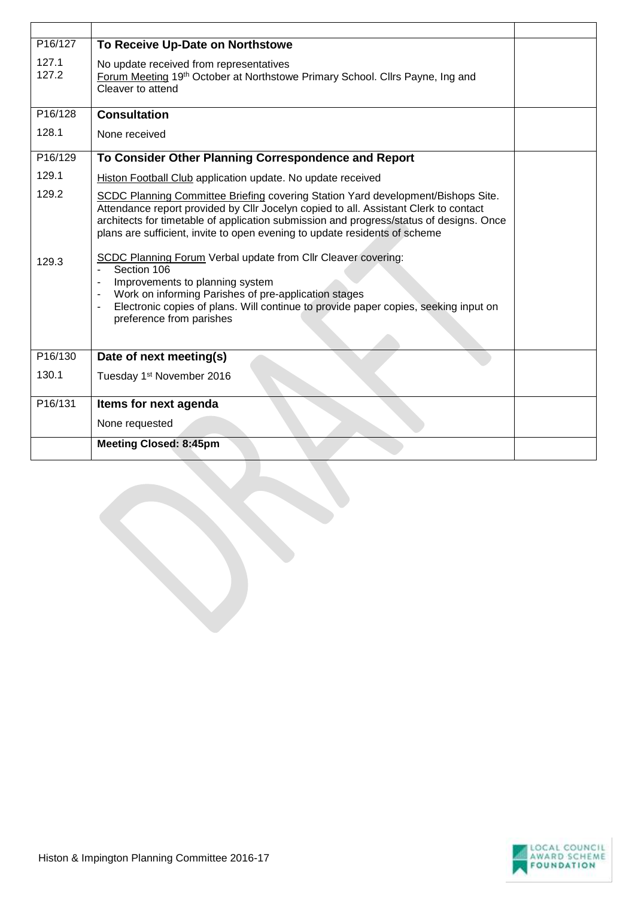| | | |
|---|---|---|
| P16/127 | **To Receive Up-Date on Northstowe** | |
| 127.1<br>127.2 | No update received from representatives<br>Forum Meeting 19th October at Northstowe Primary School. Cllrs Payne, Ing and Cleaver to attend | |
| P16/128 | **Consultation** | |
| 128.1 | None received | |
| P16/129 | **To Consider Other Planning Correspondence and Report** | |
| 129.1 | Histon Football Club application update. No update received | |
| 129.2 | SCDC Planning Committee Briefing covering Station Yard development/Bishops Site. Attendance report provided by Cllr Jocelyn copied to all. Assistant Clerk to contact architects for timetable of application submission and progress/status of designs. Once plans are sufficient, invite to open evening to update residents of scheme | |
| 129.3 | SCDC Planning Forum Verbal update from Cllr Cleaver covering:<br>- Section 106<br>- Improvements to planning system<br>- Work on informing Parishes of pre-application stages<br>- Electronic copies of plans. Will continue to provide paper copies, seeking input on preference from parishes | |
| P16/130 | **Date of next meeting(s)** | |
| 130.1 | Tuesday 1st November 2016 | |
| P16/131 | **Items for next agenda** | |
| | None requested | |
| | **Meeting Closed: 8:45pm** | |

DRAFT